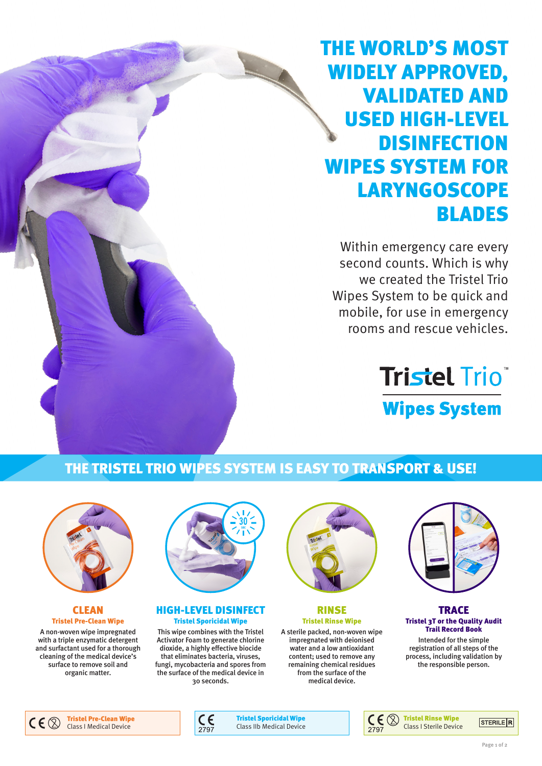# THE WORLD'S MOST WIDELY APPROVED, VALIDATED AND USED HIGH-LEVEL DISINFECTION WIPES SYSTEM FOR LARYNGOSCOPE BLADES

Within emergency care every second counts. Which is why we created the Tristel Trio Wipes System to be quick and mobile, for use in emergency rooms and rescue vehicles.

**Tristel Trio™**

**Wipes System**

## THE TRISTEL TRIO WIPES SYSTEM IS EASY TO TRANSPORT & USE!

### CLEAN

**Tristel Pre-Clean Wipe**

A non-woven wipe impregnated with a triple enzymatic detergent and surfactant used for a thorough cleaning of the medical device's surface to remove soil and organic matter.

### HIGH-LEVEL DISINFECT

**Tristel Sporicidal Wipe**

This wipe combines with the Tristel Activator Foam to generate chlorine dioxide, a highly effective biocide that eliminates bacteria, viruses, fungi, mycobacteria and spores from the surface of the medical device in 30 seconds.

### RINSE

**Tristel Rinse Wipe**

A sterile packed, non-woven wipe impregnated with deionised water and a low antioxidant content; used to remove any remaining chemical residues from the surface of the medical device.

### TRACE

**Tristel 3T or the Quality Audit Trail Record Book**

Intended for the simple registration of all steps of the process, including validation by the responsible person.

CE **Tristel Pre-Clean Wipe** Class I Medical Device

CE 2797 **Tristel Sporicidal Wipe** Class IIb Medical Device

CE 2797 **Tristel Rinse Wipe** Class I Sterile Device STERILE R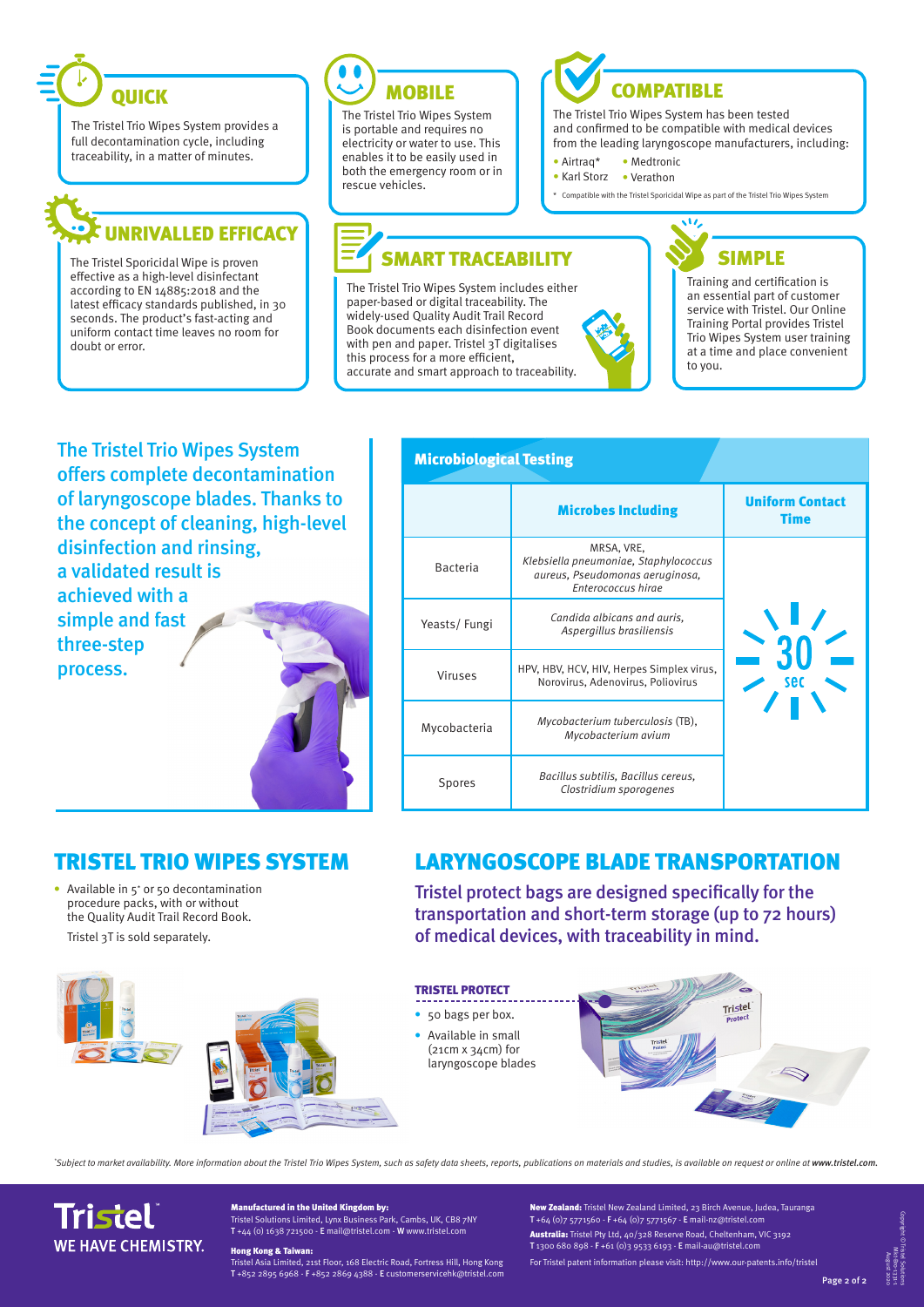## QUICK

The Tristel Trio Wipes System provides a full decontamination cycle, including traceability, in a matter of minutes.

## MOBILE

The Tristel Trio Wipes System is portable and requires no electricity or water to use. This enables it to be easily used in both the emergency room or in rescue vehicles.

## COMPATIBLE

The Tristel Trio Wipes System has been tested and confirmed to be compatible with medical devices from the leading laryngoscope manufacturers, including:

- Airtraq*
- Medtronic
- Karl Storz
- Verathon

\* Compatible with the Tristel Sporicidal Wipe as part of the Tristel Trio Wipes System

## UNRIVALLED EFFICACY

The Tristel Sporicidal Wipe is proven effective as a high-level disinfectant according to EN 14885:2018 and the latest efficacy standards published, in 30 seconds. The product's fast-acting and uniform contact time leaves no room for doubt or error.

## SMART TRACEABILITY

The Tristel Trio Wipes System includes either paper-based or digital traceability. The widely-used Quality Audit Trail Record Book documents each disinfection event with pen and paper. Tristel 3T digitalises this process for a more efficient, accurate and smart approach to traceability.

## SIMPLE

Training and certification is an essential part of customer service with Tristel. Our Online Training Portal provides Tristel Trio Wipes System user training at a time and place convenient to you.

The Tristel Trio Wipes System offers complete decontamination of laryngoscope blades. Thanks to the concept of cleaning, high-level disinfection and rinsing, a validated result is achieved with a simple and fast three-step process.

### Microbiological Testing

| | Microbes Including | Uniform Contact Time |
|---|---|---|
| Bacteria | MRSA, VRE, *Klebsiella pneumoniae, Staphylococcus aureus, Pseudomonas aeruginosa, Enterococcus hirae* | 30 sec |
| Yeasts/ Fungi | *Candida albicans and auris, Aspergillus brasiliensis* | |
| Viruses | HPV, HBV, HCV, HIV, Herpes Simplex virus, Norovirus, Adenovirus, Poliovirus | |
| Mycobacteria | *Mycobacterium tuberculosis* (TB), *Mycobacterium avium* | |
| Spores | *Bacillus subtilis, Bacillus cereus, Clostridium sporogenes* | |

## TRISTEL TRIO WIPES SYSTEM

- Available in 5* or 50 decontamination procedure packs, with or without the Quality Audit Trail Record Book.

Tristel 3T is sold separately.

## LARYNGOSCOPE BLADE TRANSPORTATION

Tristel protect bags are designed specifically for the transportation and short-term storage (up to 72 hours) of medical devices, with traceability in mind.

### TRISTEL PROTECT

- 50 bags per box.
- Available in small (21cm x 34cm) for laryngoscope blades

*Subject to market availability. More information about the Tristel Trio Wipes System, such as safety data sheets, reports, publications on materials and studies, is available on request or online at **www.tristel.com**.*

Tristel WE HAVE CHEMISTRY.

**Manufactured in the United Kingdom by:**
Tristel Solutions Limited, Lynx Business Park, Cambs, UK, CB8 7NY
T +44 (0) 1638 721500 - E mail@tristel.com - W www.tristel.com

**Hong Kong & Taiwan:**
Tristel Asia Limited, 21st Floor, 168 Electric Road, Fortress Hill, Hong Kong
T +852 2895 6968 - F +852 2869 4388 - E customerservicehk@tristel.com

**New Zealand:** Tristel New Zealand Limited, 23 Birch Avenue, Judea, Tauranga
T +64 (0)7 5771560 - F +64 (0)7 5771567 - E mail-nz@tristel.com

**Australia:** Tristel Pty Ltd, 40/328 Reserve Road, Cheltenham, VIC 3192
T 1300 680 898 - F +61 (0)3 9533 6193 - E mail-au@tristel.com

For Tristel patent information please visit: http://www.our-patents.info/tristel

Copyright © Tristel Solutions MKT-BRO-133-1 August 2020